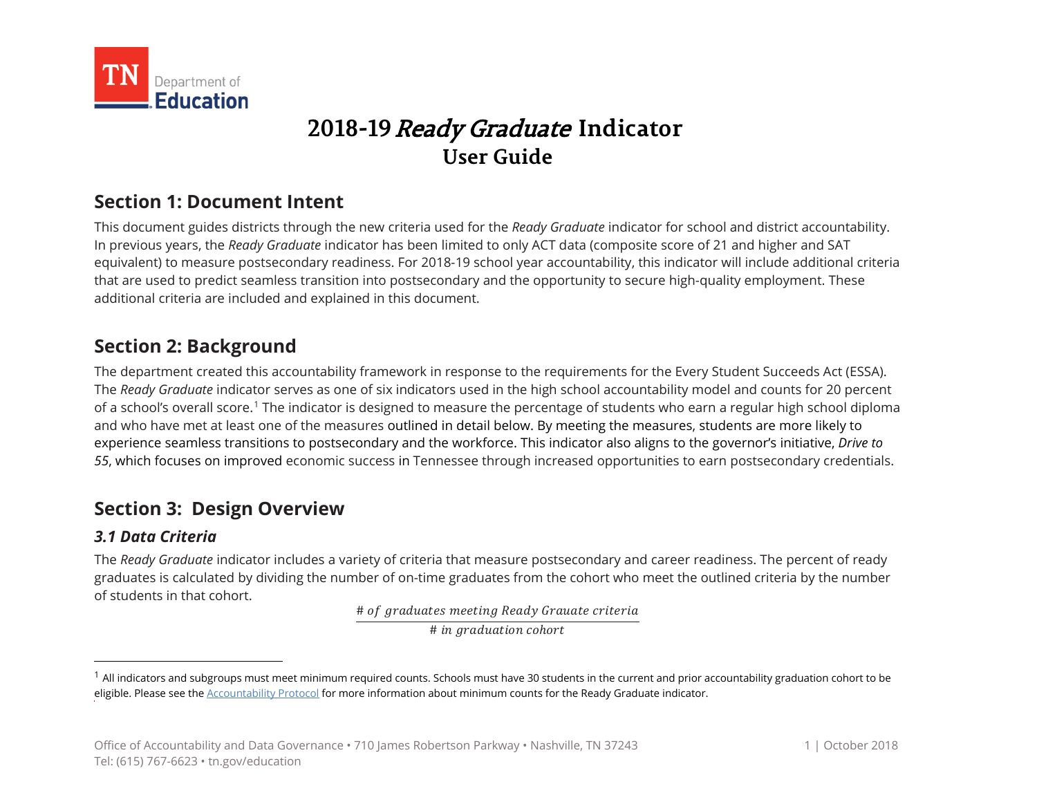# 2018-19 *Ready Graduate* Indicator
## User Guide

## Section 1: Document Intent

This document guides districts through the new criteria used for the *Ready Graduate* indicator for school and district accountability. In previous years, the *Ready Graduate* indicator has been limited to only ACT data (composite score of 21 and higher and SAT equivalent) to measure postsecondary readiness. For 2018-19 school year accountability, this indicator will include additional criteria that are used to predict seamless transition into postsecondary and the opportunity to secure high-quality employment. These additional criteria are included and explained in this document.

## Section 2: Background

The department created this accountability framework in response to the requirements for the Every Student Succeeds Act (ESSA). The *Ready Graduate* indicator serves as one of six indicators used in the high school accountability model and counts for 20 percent of a school's overall score.[1] The indicator is designed to measure the percentage of students who earn a regular high school diploma and who have met at least one of the measures outlined in detail below. By meeting the measures, students are more likely to experience seamless transitions to postsecondary and the workforce. This indicator also aligns to the governor's initiative, *Drive to 55*, which focuses on improved economic success in Tennessee through increased opportunities to earn postsecondary credentials.

## Section 3: Design Overview

### *3.1 Data Criteria*

The *Ready Graduate* indicator includes a variety of criteria that measure postsecondary and career readiness. The percent of ready graduates is calculated by dividing the number of on-time graduates from the cohort who meet the outlined criteria by the number of students in that cohort.

$$\frac{\#\ of\ graduates\ meeting\ Ready\ Grauate\ criteria}{\#\ in\ graduation\ cohort}$$

[1] All indicators and subgroups must meet minimum required counts. Schools must have 30 students in the current and prior accountability graduation cohort to be eligible. Please see the Accountability Protocol for more information about minimum counts for the Ready Graduate indicator.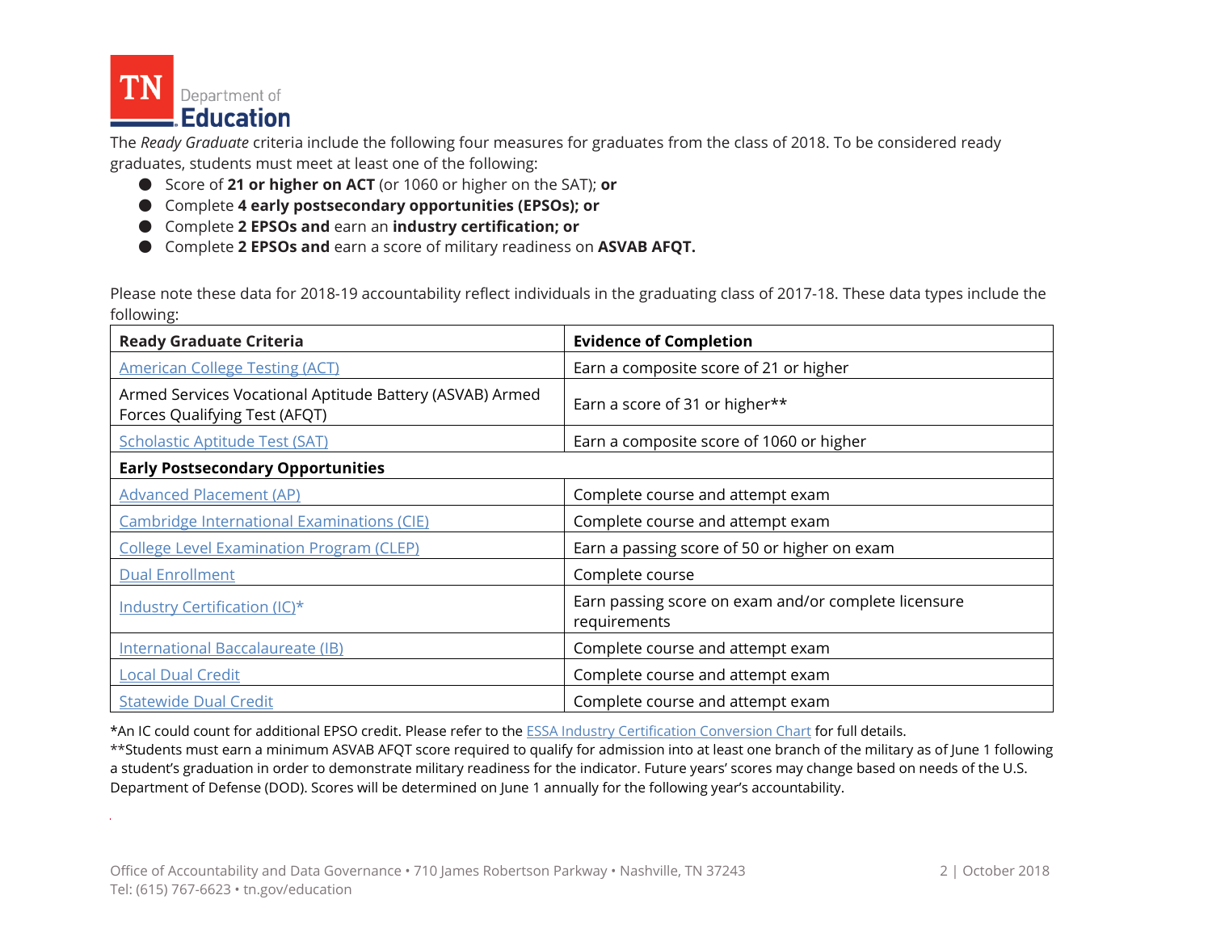The *Ready Graduate* criteria include the following four measures for graduates from the class of 2018. To be considered ready graduates, students must meet at least one of the following:

- Score of **21 or higher on ACT** (or 1060 or higher on the SAT); **or**
- Complete **4 early postsecondary opportunities (EPSOs); or**
- Complete **2 EPSOs and** earn an **industry certification; or**
- Complete **2 EPSOs and** earn a score of military readiness on **ASVAB AFQT.**

Please note these data for 2018-19 accountability reflect individuals in the graduating class of 2017-18. These data types include the following:

| **Ready Graduate Criteria** | **Evidence of Completion** |
|---|---|
| American College Testing (ACT) | Earn a composite score of 21 or higher |
| Armed Services Vocational Aptitude Battery (ASVAB) Armed Forces Qualifying Test (AFQT) | Earn a score of 31 or higher** |
| Scholastic Aptitude Test (SAT) | Earn a composite score of 1060 or higher |
| **Early Postsecondary Opportunities** | |
| Advanced Placement (AP) | Complete course and attempt exam |
| Cambridge International Examinations (CIE) | Complete course and attempt exam |
| College Level Examination Program (CLEP) | Earn a passing score of 50 or higher on exam |
| Dual Enrollment | Complete course |
| Industry Certification (IC)* | Earn passing score on exam and/or complete licensure requirements |
| International Baccalaureate (IB) | Complete course and attempt exam |
| Local Dual Credit | Complete course and attempt exam |
| Statewide Dual Credit | Complete course and attempt exam |

*An IC could count for additional EPSO credit. Please refer to the ESSA Industry Certification Conversion Chart for full details.

**Students must earn a minimum ASVAB AFQT score required to qualify for admission into at least one branch of the military as of June 1 following a student's graduation in order to demonstrate military readiness for the indicator. Future years' scores may change based on needs of the U.S. Department of Defense (DOD). Scores will be determined on June 1 annually for the following year's accountability.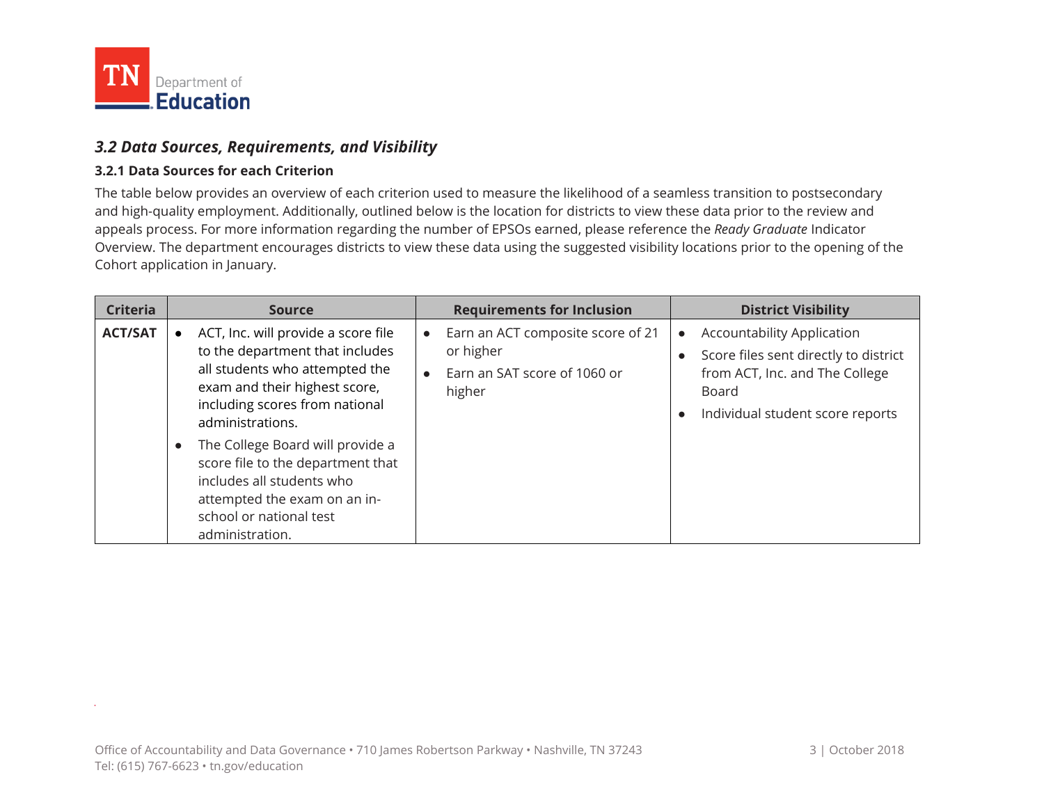### *3.2 Data Sources, Requirements, and Visibility*

#### 3.2.1 Data Sources for each Criterion

The table below provides an overview of each criterion used to measure the likelihood of a seamless transition to postsecondary and high-quality employment. Additionally, outlined below is the location for districts to view these data prior to the review and appeals process. For more information regarding the number of EPSOs earned, please reference the *Ready Graduate* Indicator Overview. The department encourages districts to view these data using the suggested visibility locations prior to the opening of the Cohort application in January.

| Criteria | Source | Requirements for Inclusion | District Visibility |
| --- | --- | --- | --- |
| **ACT/SAT** | • ACT, Inc. will provide a score file to the department that includes all students who attempted the exam and their highest score, including scores from national administrations.<br>• The College Board will provide a score file to the department that includes all students who attempted the exam on an in-school or national test administration. | • Earn an ACT composite score of 21 or higher<br>• Earn an SAT score of 1060 or higher | • Accountability Application<br>• Score files sent directly to district from ACT, Inc. and The College Board<br>• Individual student score reports |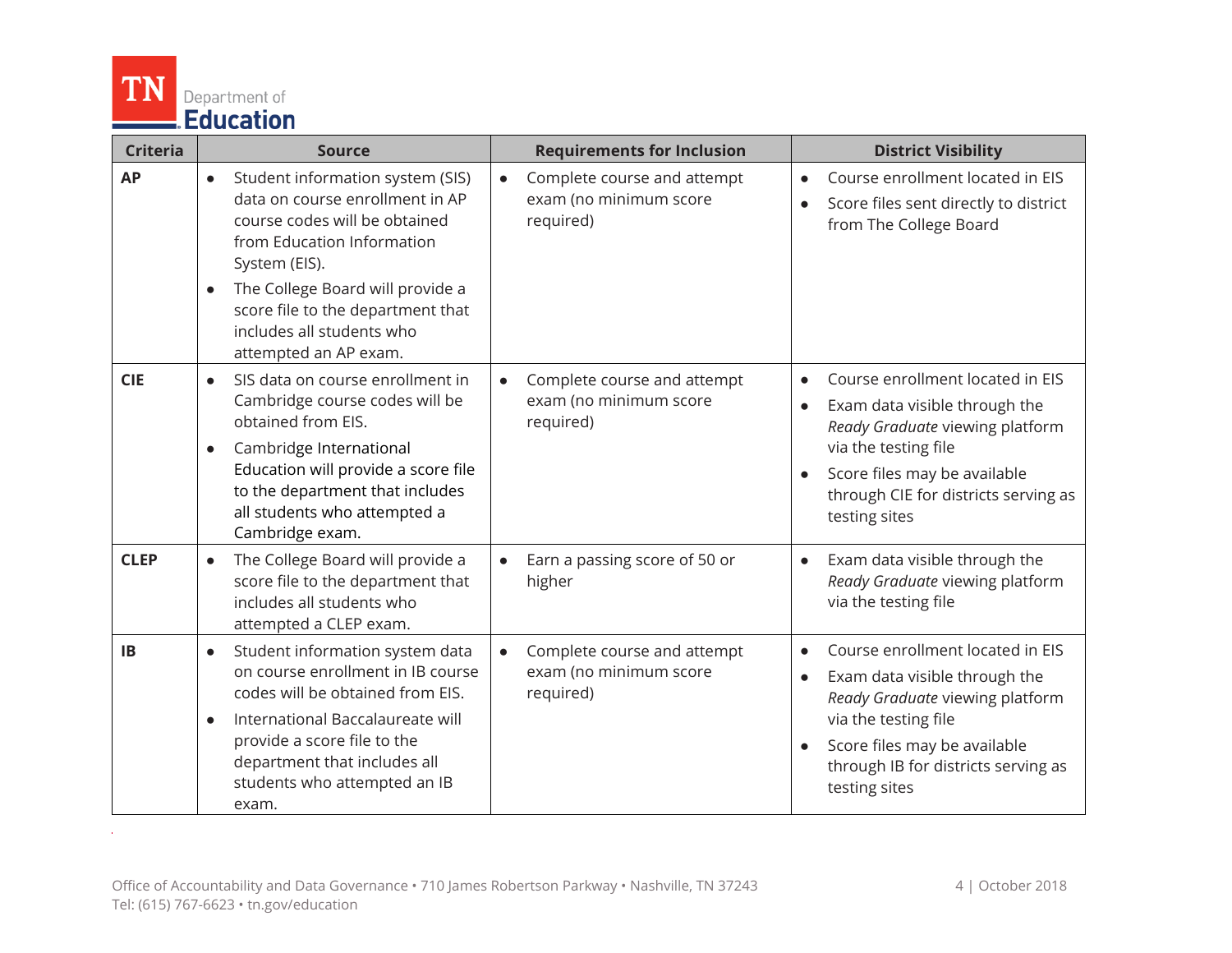| Criteria | Source | Requirements for Inclusion | District Visibility |
|---|---|---|---|
| **AP** | • Student information system (SIS) data on course enrollment in AP course codes will be obtained from Education Information System (EIS).<br>• The College Board will provide a score file to the department that includes all students who attempted an AP exam. | • Complete course and attempt exam (no minimum score required) | • Course enrollment located in EIS<br>• Score files sent directly to district from The College Board |
| **CIE** | • SIS data on course enrollment in Cambridge course codes will be obtained from EIS.<br>• Cambridge International Education will provide a score file to the department that includes all students who attempted a Cambridge exam. | • Complete course and attempt exam (no minimum score required) | • Course enrollment located in EIS<br>• Exam data visible through the *Ready Graduate* viewing platform via the testing file<br>• Score files may be available through CIE for districts serving as testing sites |
| **CLEP** | • The College Board will provide a score file to the department that includes all students who attempted a CLEP exam. | • Earn a passing score of 50 or higher | • Exam data visible through the *Ready Graduate* viewing platform via the testing file |
| **IB** | • Student information system data on course enrollment in IB course codes will be obtained from EIS.<br>• International Baccalaureate will provide a score file to the department that includes all students who attempted an IB exam. | • Complete course and attempt exam (no minimum score required) | • Course enrollment located in EIS<br>• Exam data visible through the *Ready Graduate* viewing platform via the testing file<br>• Score files may be available through IB for districts serving as testing sites |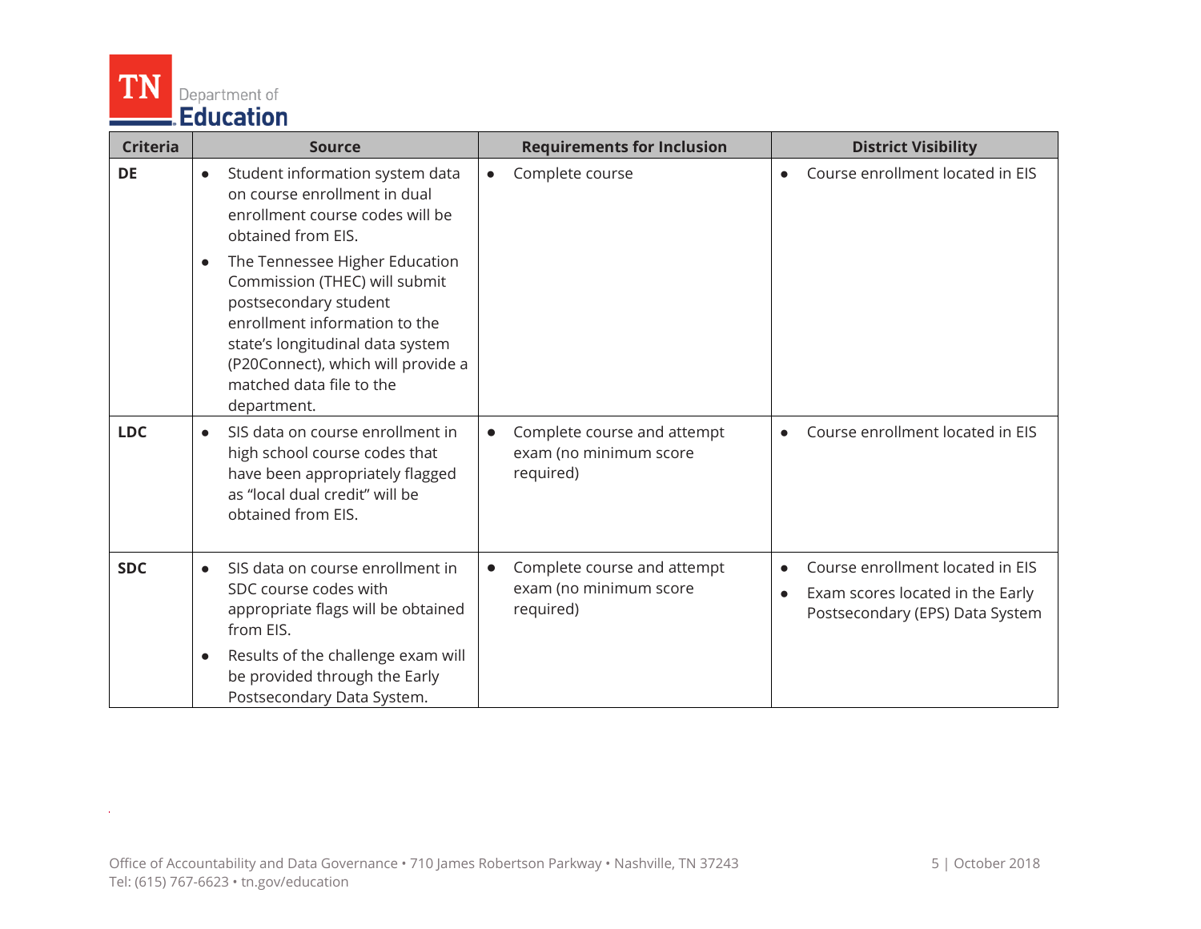| Criteria | Source | Requirements for Inclusion | District Visibility |
| --- | --- | --- | --- |
| **DE** | • Student information system data on course enrollment in dual enrollment course codes will be obtained from EIS.<br>• The Tennessee Higher Education Commission (THEC) will submit postsecondary student enrollment information to the state's longitudinal data system (P20Connect), which will provide a matched data file to the department. | • Complete course | • Course enrollment located in EIS |
| **LDC** | • SIS data on course enrollment in high school course codes that have been appropriately flagged as "local dual credit" will be obtained from EIS. | • Complete course and attempt exam (no minimum score required) | • Course enrollment located in EIS |
| **SDC** | • SIS data on course enrollment in SDC course codes with appropriate flags will be obtained from EIS.<br>• Results of the challenge exam will be provided through the Early Postsecondary Data System. | • Complete course and attempt exam (no minimum score required) | • Course enrollment located in EIS<br>• Exam scores located in the Early Postsecondary (EPS) Data System |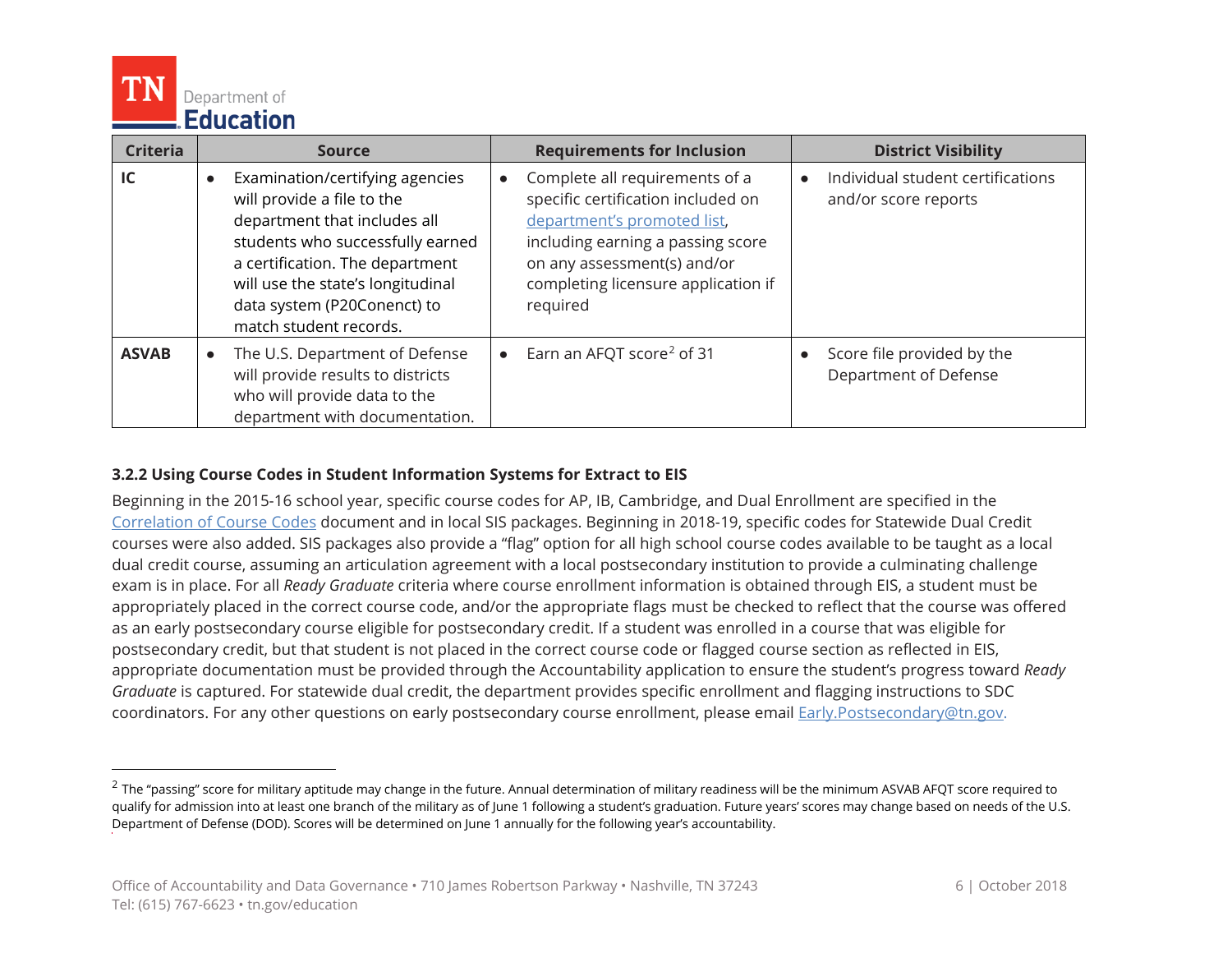| Criteria | Source | Requirements for Inclusion | District Visibility |
| --- | --- | --- | --- |
| **IC** | • Examination/certifying agencies will provide a file to the department that includes all students who successfully earned a certification. The department will use the state's longitudinal data system (P20Conenct) to match student records. | • Complete all requirements of a specific certification included on department's promoted list, including earning a passing score on any assessment(s) and/or completing licensure application if required | • Individual student certifications and/or score reports |
| **ASVAB** | • The U.S. Department of Defense will provide results to districts who will provide data to the department with documentation. | • Earn an AFQT score[2] of 31 | • Score file provided by the Department of Defense |

### 3.2.2 Using Course Codes in Student Information Systems for Extract to EIS

Beginning in the 2015-16 school year, specific course codes for AP, IB, Cambridge, and Dual Enrollment are specified in the Correlation of Course Codes document and in local SIS packages. Beginning in 2018-19, specific codes for Statewide Dual Credit courses were also added. SIS packages also provide a "flag" option for all high school course codes available to be taught as a local dual credit course, assuming an articulation agreement with a local postsecondary institution to provide a culminating challenge exam is in place. For all *Ready Graduate* criteria where course enrollment information is obtained through EIS, a student must be appropriately placed in the correct course code, and/or the appropriate flags must be checked to reflect that the course was offered as an early postsecondary course eligible for postsecondary credit. If a student was enrolled in a course that was eligible for postsecondary credit, but that student is not placed in the correct course code or flagged course section as reflected in EIS, appropriate documentation must be provided through the Accountability application to ensure the student's progress toward *Ready Graduate* is captured. For statewide dual credit, the department provides specific enrollment and flagging instructions to SDC coordinators. For any other questions on early postsecondary course enrollment, please email Early.Postsecondary@tn.gov.

[2] The "passing" score for military aptitude may change in the future. Annual determination of military readiness will be the minimum ASVAB AFQT score required to qualify for admission into at least one branch of the military as of June 1 following a student's graduation. Future years' scores may change based on needs of the U.S. Department of Defense (DOD). Scores will be determined on June 1 annually for the following year's accountability.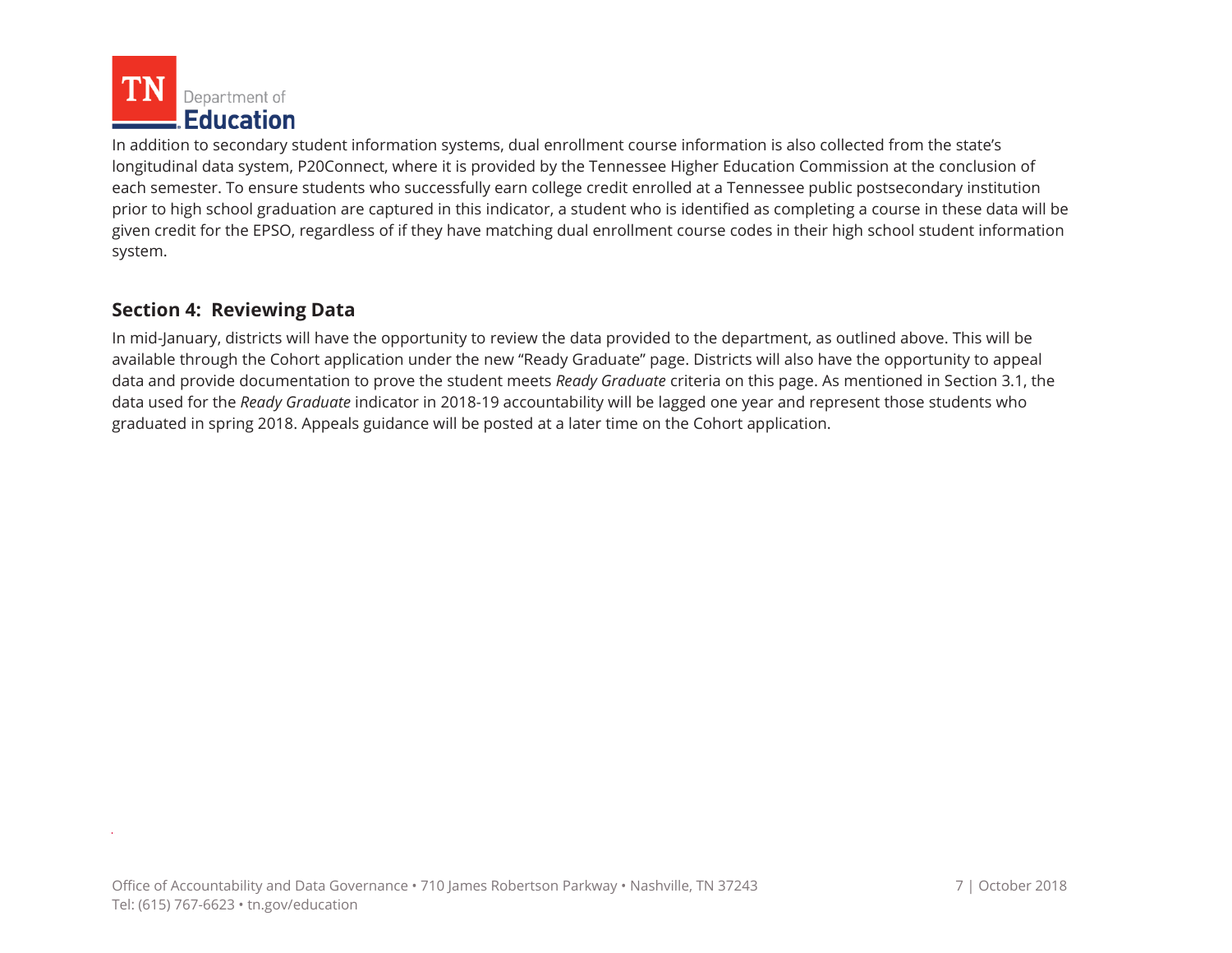In addition to secondary student information systems, dual enrollment course information is also collected from the state's longitudinal data system, P20Connect, where it is provided by the Tennessee Higher Education Commission at the conclusion of each semester. To ensure students who successfully earn college credit enrolled at a Tennessee public postsecondary institution prior to high school graduation are captured in this indicator, a student who is identified as completing a course in these data will be given credit for the EPSO, regardless of if they have matching dual enrollment course codes in their high school student information system.

## Section 4: Reviewing Data

In mid-January, districts will have the opportunity to review the data provided to the department, as outlined above. This will be available through the Cohort application under the new "Ready Graduate" page. Districts will also have the opportunity to appeal data and provide documentation to prove the student meets *Ready Graduate* criteria on this page. As mentioned in Section 3.1, the data used for the *Ready Graduate* indicator in 2018-19 accountability will be lagged one year and represent those students who graduated in spring 2018. Appeals guidance will be posted at a later time on the Cohort application.